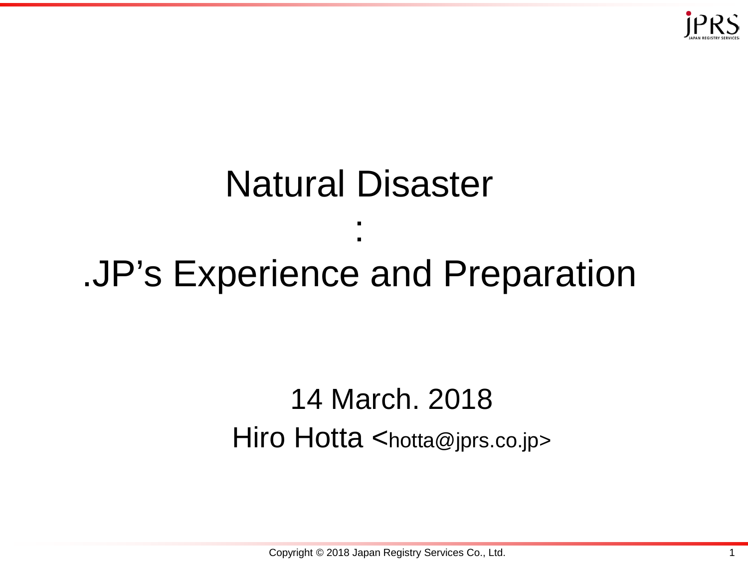# Natural Disaster
# :
# .JP's Experience and Preparation

14 March. 2018

Hiro Hotta <hotta@jprs.co.jp>

Copyright © 2018 Japan Registry Services Co., Ltd.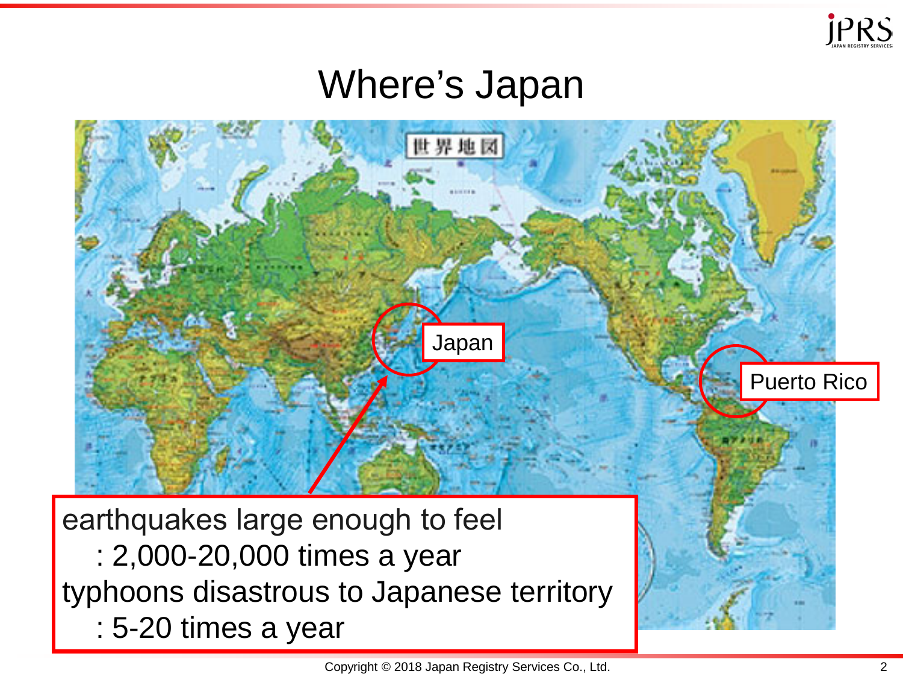# Where's Japan

Japan

Puerto Rico

earthquakes large enough to feel
: 2,000-20,000 times a year
typhoons disastrous to Japanese territory
: 5-20 times a year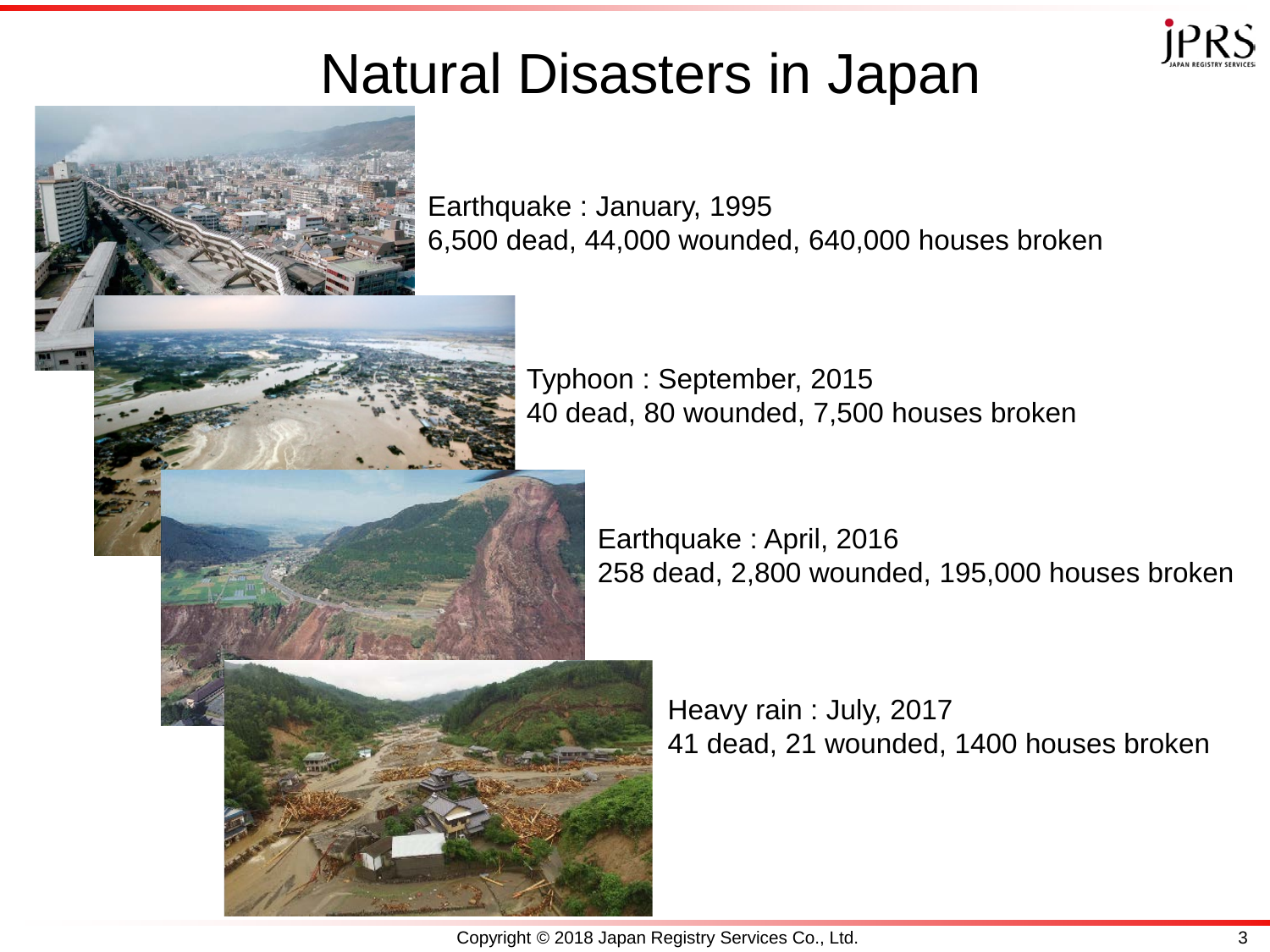# Natural Disasters in Japan

Earthquake : January, 1995
6,500 dead, 44,000 wounded, 640,000 houses broken

Typhoon : September, 2015
40 dead, 80 wounded, 7,500 houses broken

Earthquake : April, 2016
258 dead, 2,800 wounded, 195,000 houses broken

Heavy rain : July, 2017
41 dead, 21 wounded, 1400 houses broken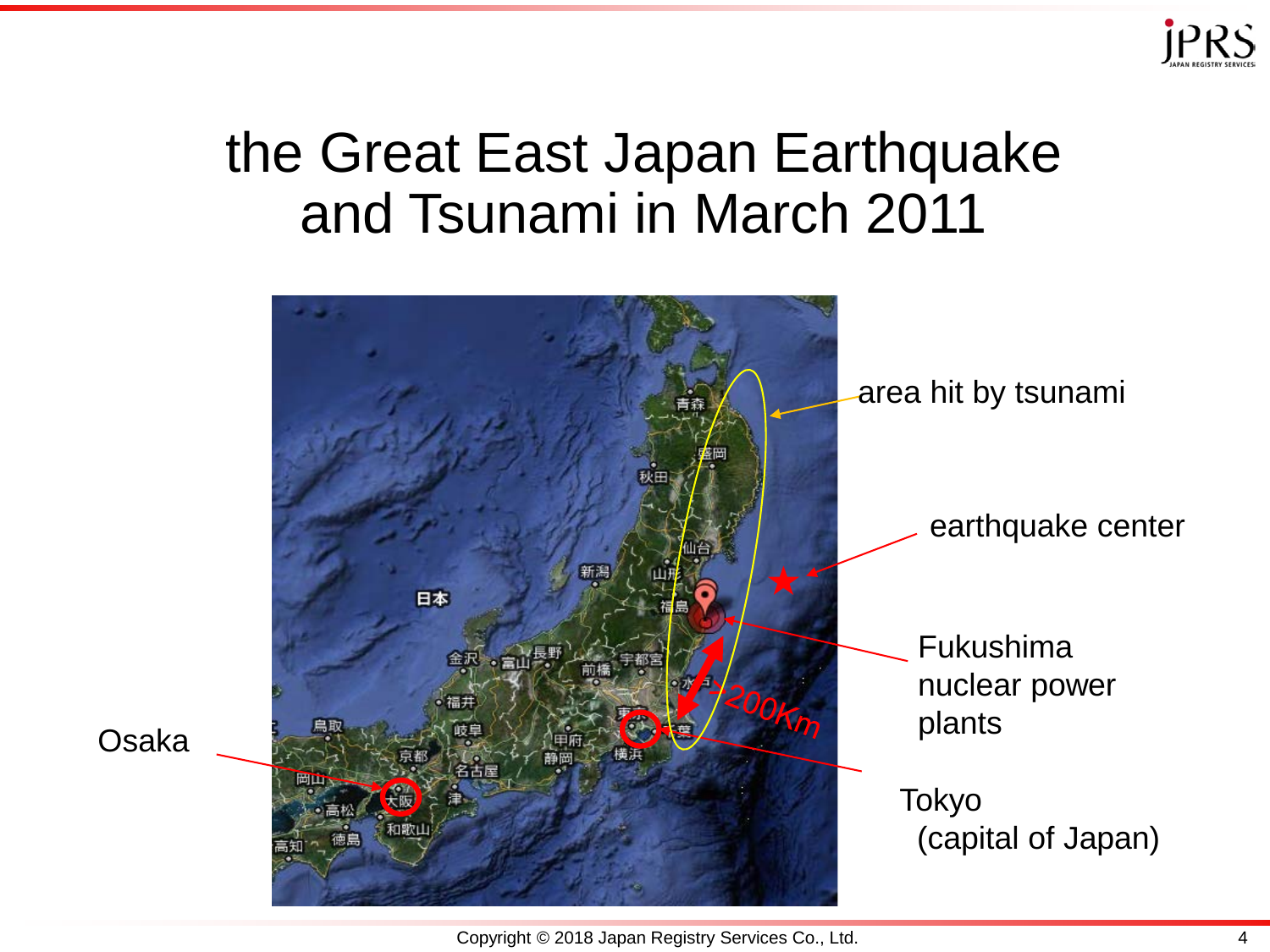# the Great East Japan Earthquake and Tsunami in March 2011

area hit by tsunami

earthquake center

Fukushima nuclear power plants

Osaka

Tokyo (capital of Japan)

200Km

Copyright © 2018 Japan Registry Services Co., Ltd.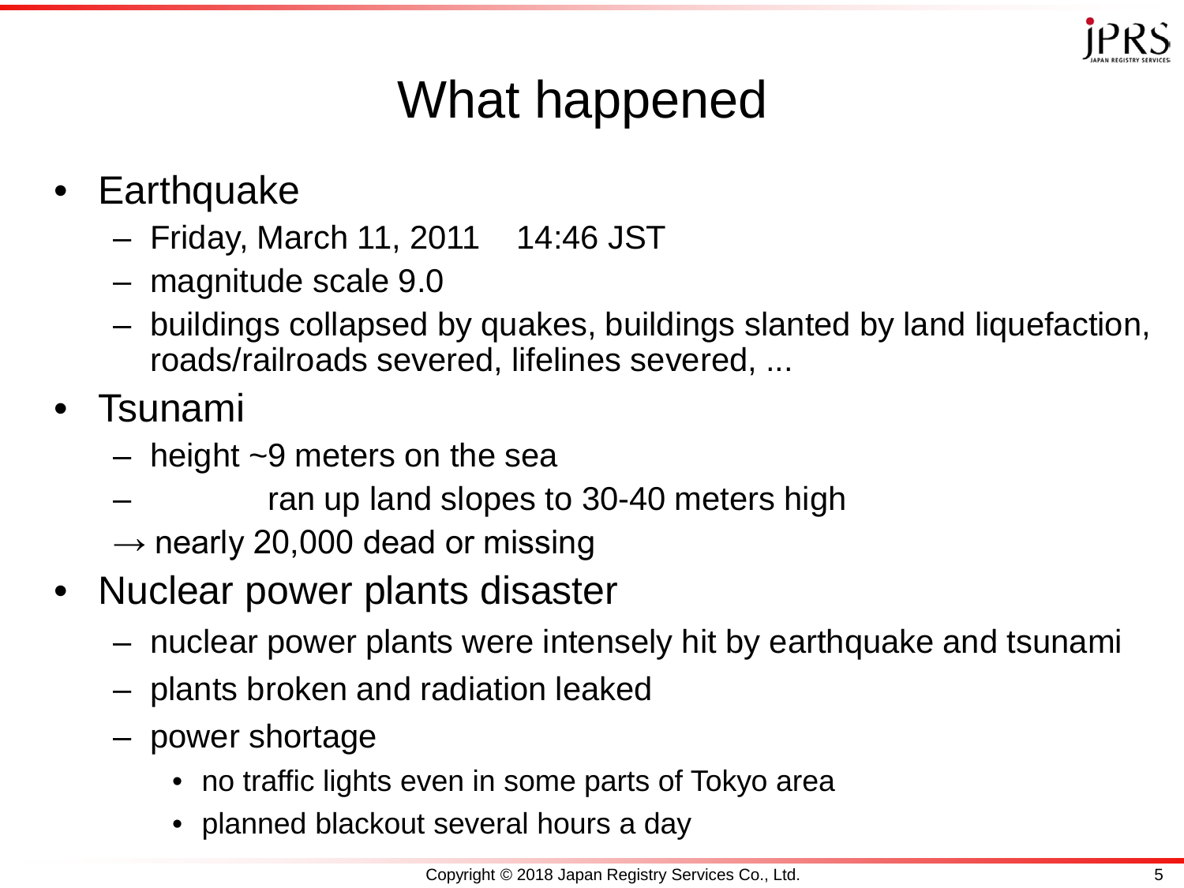# What happened

- Earthquake
  - Friday, March 11, 2011　14:46 JST
  - magnitude scale 9.0
  - buildings collapsed by quakes, buildings slanted by land liquefaction, roads/railroads severed, lifelines severed, ...
- Tsunami
  - height ~9 meters on the sea
  - ran up land slopes to 30-40 meters high

  → nearly 20,000 dead or missing
- Nuclear power plants disaster
  - nuclear power plants were intensely hit by earthquake and tsunami
  - plants broken and radiation leaked
  - power shortage
    - no traffic lights even in some parts of Tokyo area
    - planned blackout several hours a day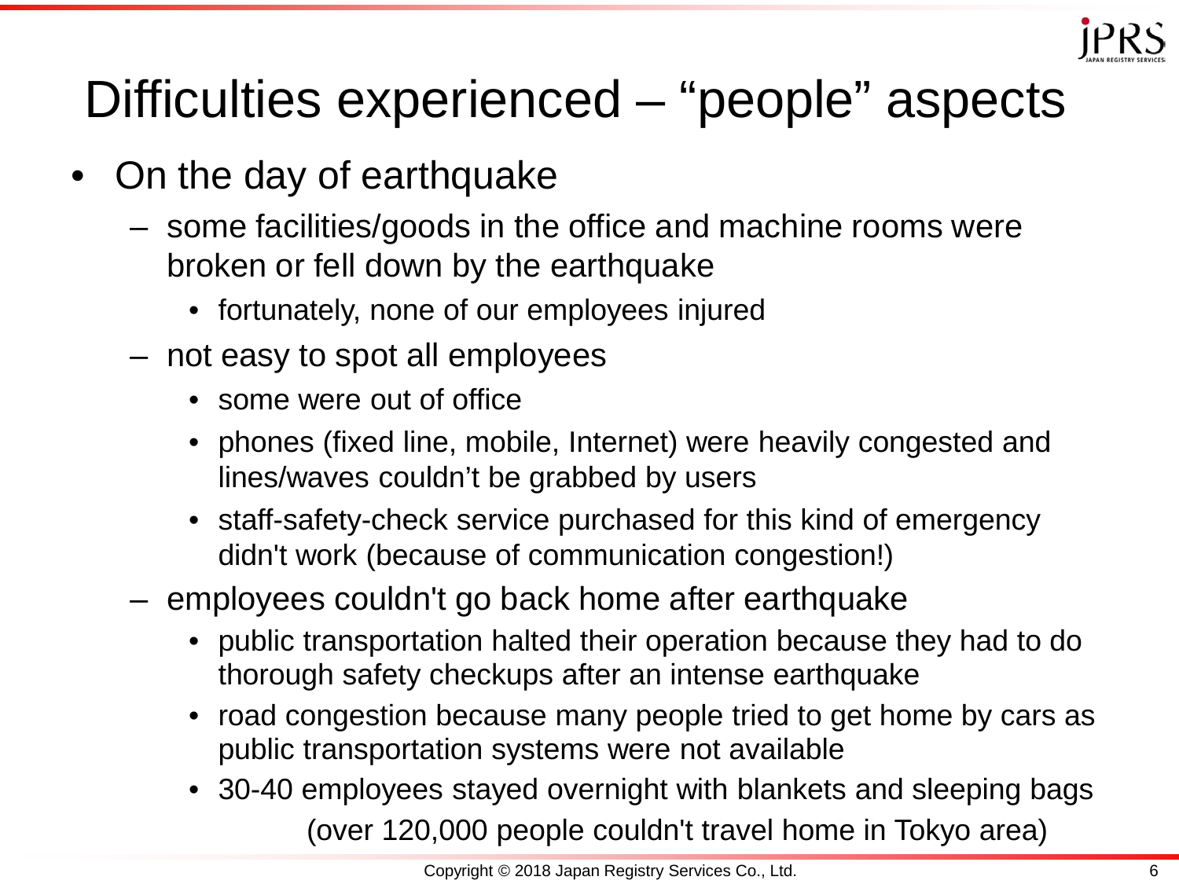# Difficulties experienced – "people" aspects

- On the day of earthquake
  - some facilities/goods in the office and machine rooms were broken or fell down by the earthquake
    - fortunately, none of our employees injured
  - not easy to spot all employees
    - some were out of office
    - phones (fixed line, mobile, Internet) were heavily congested and lines/waves couldn't be grabbed by users
    - staff-safety-check service purchased for this kind of emergency didn't work (because of communication congestion!)
  - employees couldn't go back home after earthquake
    - public transportation halted their operation because they had to do thorough safety checkups after an intense earthquake
    - road congestion because many people tried to get home by cars as public transportation systems were not available
    - 30-40 employees stayed overnight with blankets and sleeping bags

      (over 120,000 people couldn't travel home in Tokyo area)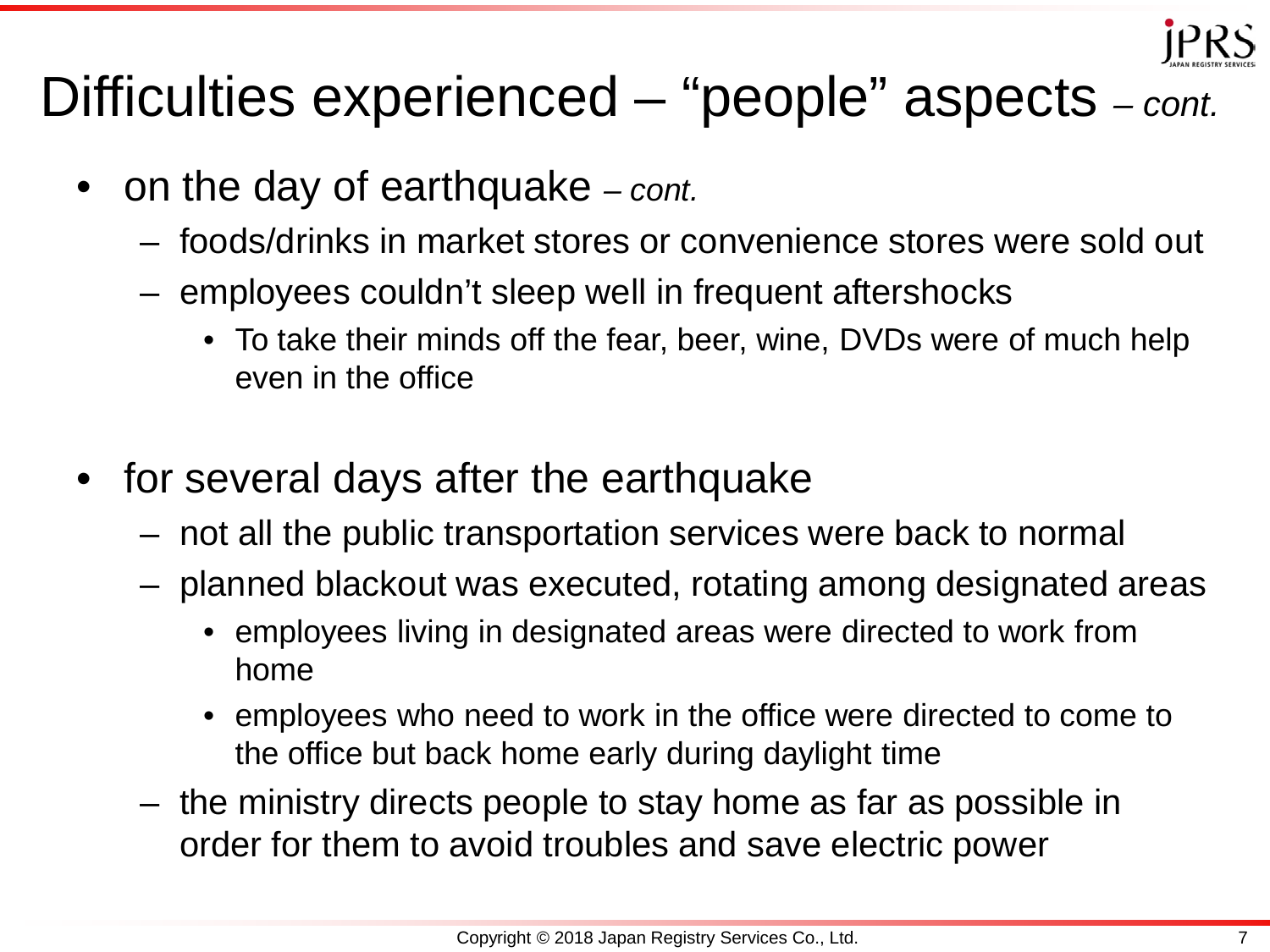# Difficulties experienced – “people” aspects *– cont.*

- on the day of earthquake *– cont.*
  - foods/drinks in market stores or convenience stores were sold out
  - employees couldn’t sleep well in frequent aftershocks
    - To take their minds off the fear, beer, wine, DVDs were of much help even in the office
- for several days after the earthquake
  - not all the public transportation services were back to normal
  - planned blackout was executed, rotating among designated areas
    - employees living in designated areas were directed to work from home
    - employees who need to work in the office were directed to come to the office but back home early during daylight time
  - the ministry directs people to stay home as far as possible in order for them to avoid troubles and save electric power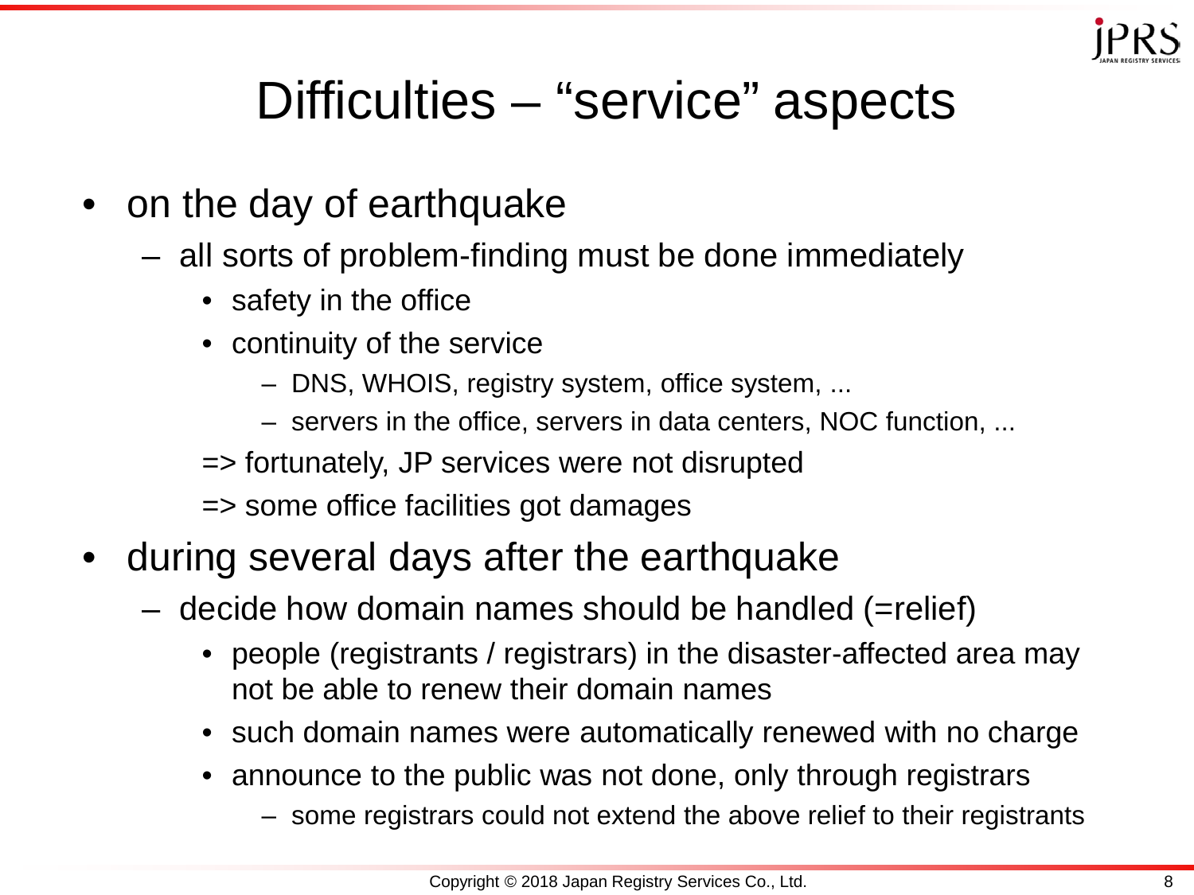# Difficulties – "service" aspects

- on the day of earthquake
  - all sorts of problem-finding must be done immediately
    - safety in the office
    - continuity of the service
      - DNS, WHOIS, registry system, office system, ...
      - servers in the office, servers in data centers, NOC function, ...

    => fortunately, JP services were not disrupted

    => some office facilities got damages
- during several days after the earthquake
  - decide how domain names should be handled (=relief)
    - people (registrants / registrars) in the disaster-affected area may not be able to renew their domain names
    - such domain names were automatically renewed with no charge
    - announce to the public was not done, only through registrars
      - some registrars could not extend the above relief to their registrants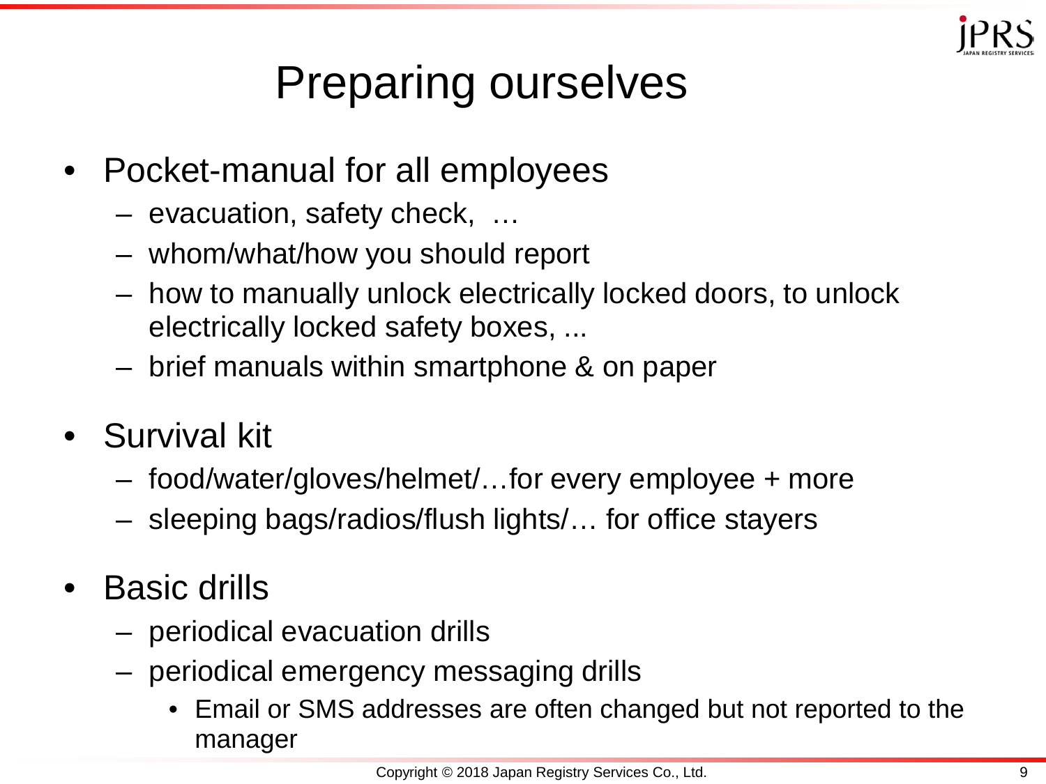# Preparing ourselves

- Pocket-manual for all employees
  - evacuation, safety check, …
  - whom/what/how you should report
  - how to manually unlock electrically locked doors, to unlock electrically locked safety boxes, ...
  - brief manuals within smartphone & on paper
- Survival kit
  - food/water/gloves/helmet/…for every employee + more
  - sleeping bags/radios/flush lights/… for office stayers
- Basic drills
  - periodical evacuation drills
  - periodical emergency messaging drills
    - Email or SMS addresses are often changed but not reported to the manager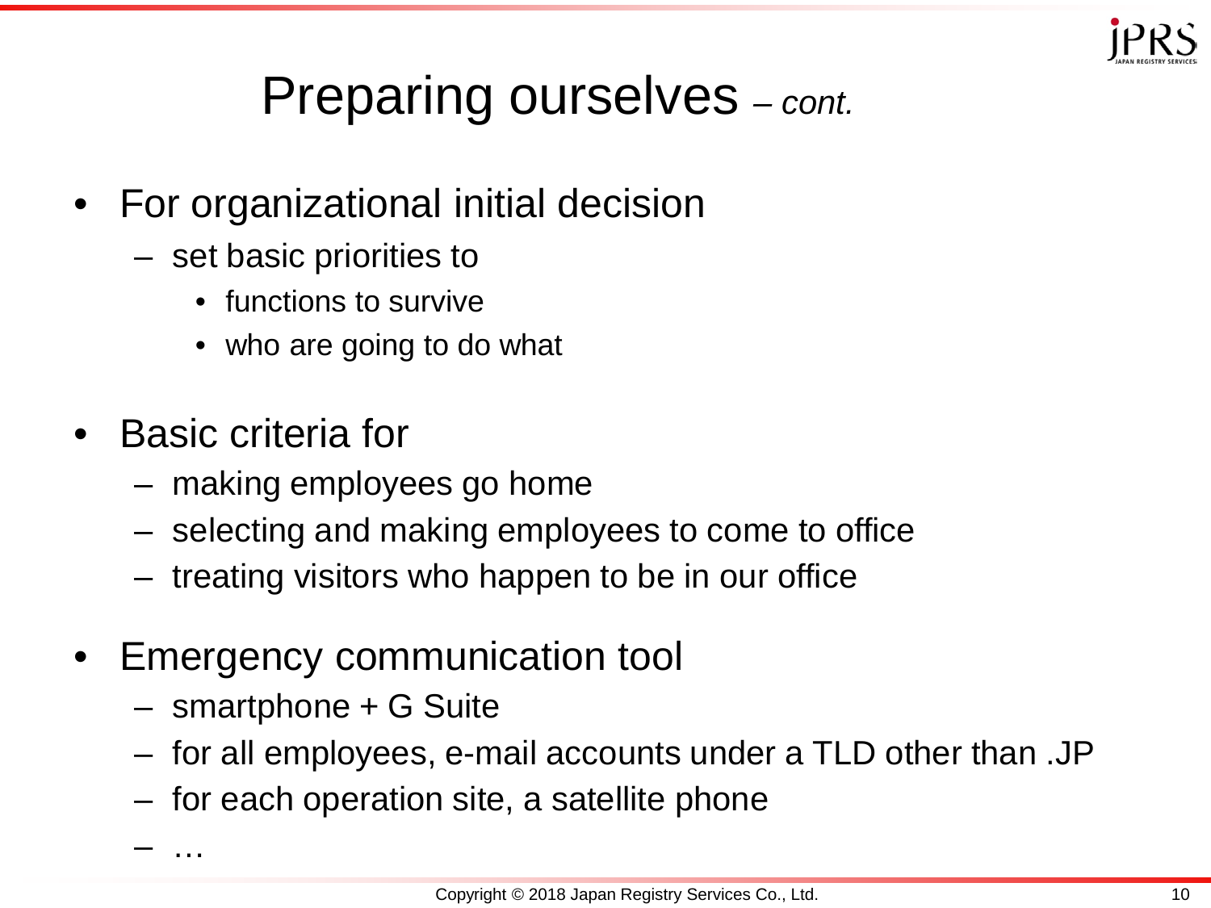# Preparing ourselves – *cont.*

- For organizational initial decision
  - set basic priorities to
    - functions to survive
    - who are going to do what

- Basic criteria for
  - making employees go home
  - selecting and making employees to come to office
  - treating visitors who happen to be in our office

- Emergency communication tool
  - smartphone + G Suite
  - for all employees, e-mail accounts under a TLD other than .JP
  - for each operation site, a satellite phone
  - …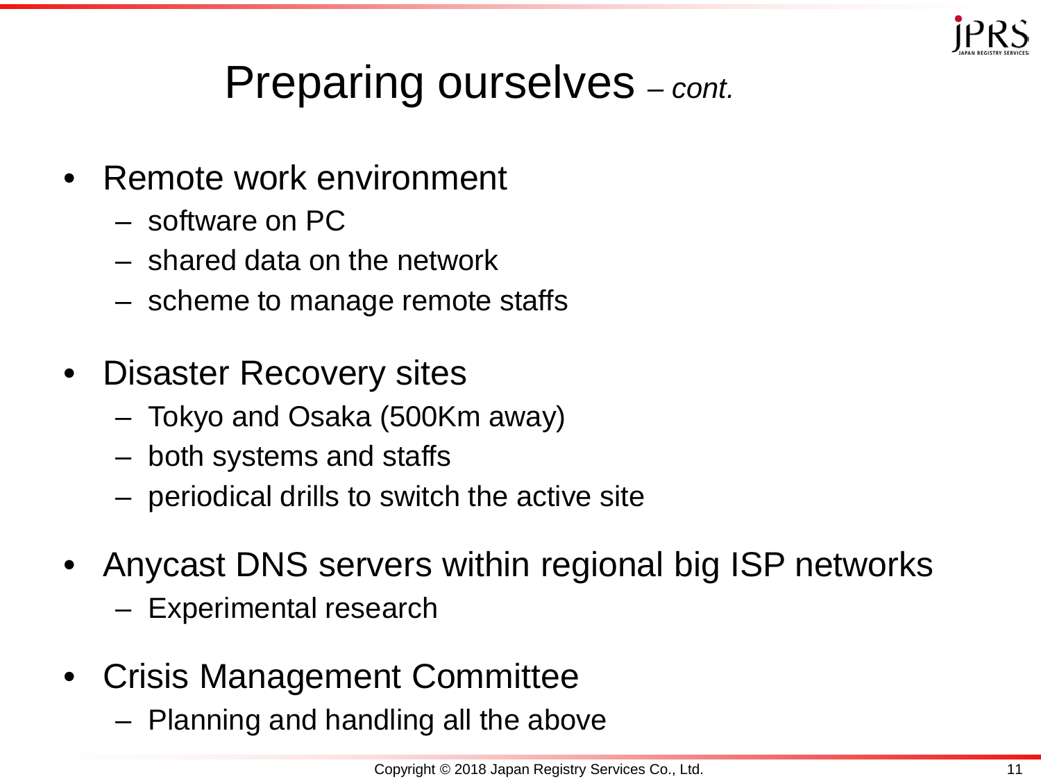# Preparing ourselves – *cont.*

- Remote work environment
  - software on PC
  - shared data on the network
  - scheme to manage remote staffs
- Disaster Recovery sites
  - Tokyo and Osaka (500Km away)
  - both systems and staffs
  - periodical drills to switch the active site
- Anycast DNS servers within regional big ISP networks
  - Experimental research
- Crisis Management Committee
  - Planning and handling all the above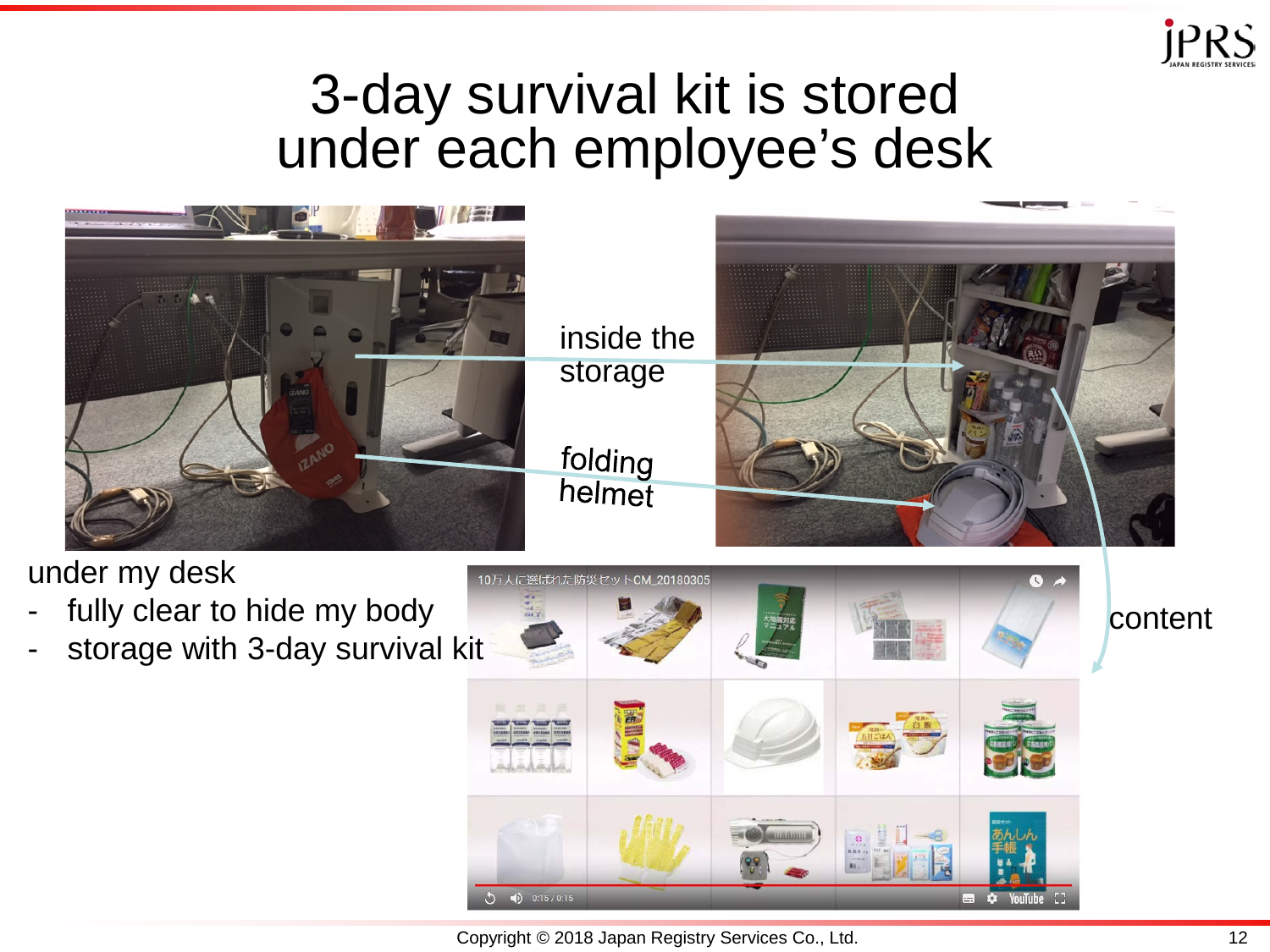# 3-day survival kit is stored under each employee's desk

inside the storage

folding helmet

content

under my desk

- fully clear to hide my body
- storage with 3-day survival kit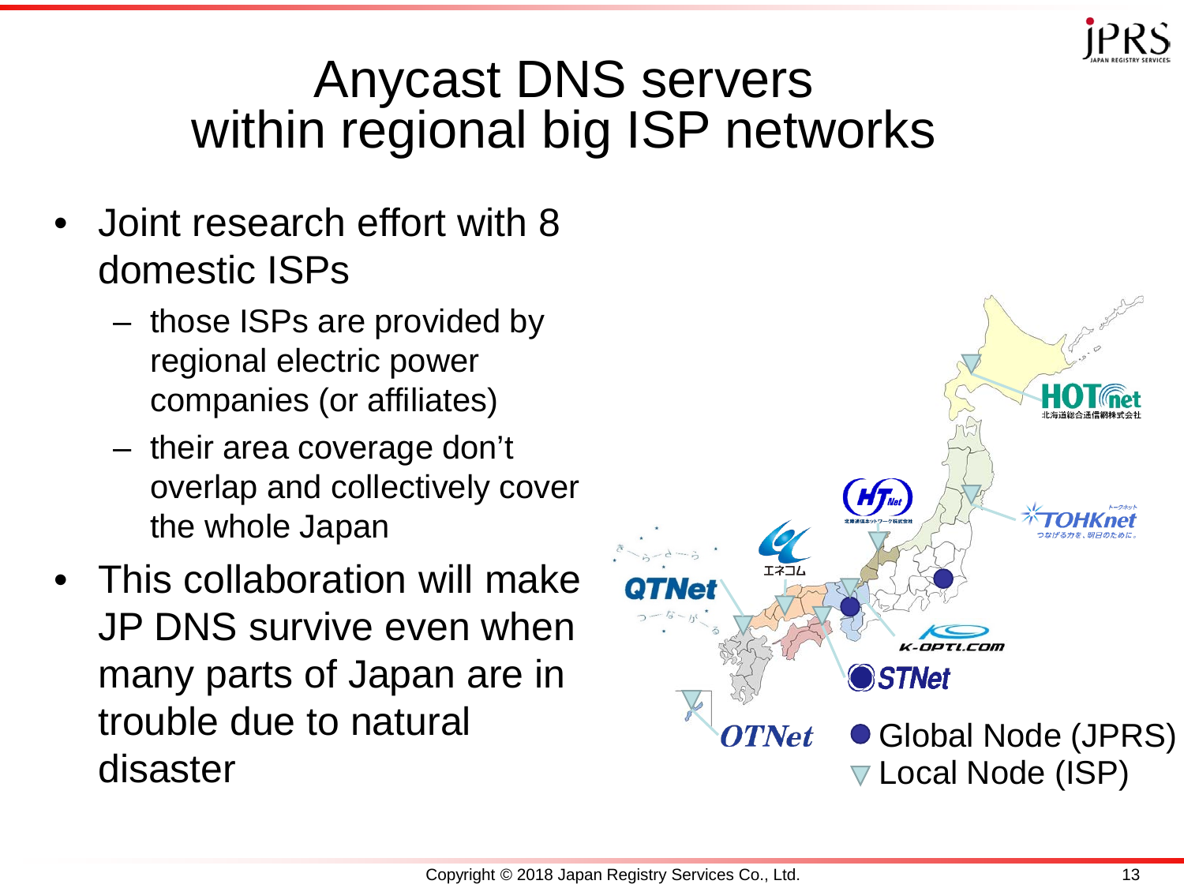# Anycast DNS servers within regional big ISP networks

- Joint research effort with 8 domestic ISPs
  - those ISPs are provided by regional electric power companies (or affiliates)
  - their area coverage don't overlap and collectively cover the whole Japan
- This collaboration will make JP DNS survive even when many parts of Japan are in trouble due to natural disaster

HOTnet 北海道総合通信網株式会社

TOHKnet

HTNet

エネコム

QTNet

K-OPTI.COM

STNet

OTNet

● Global Node (JPRS)

▽ Local Node (ISP)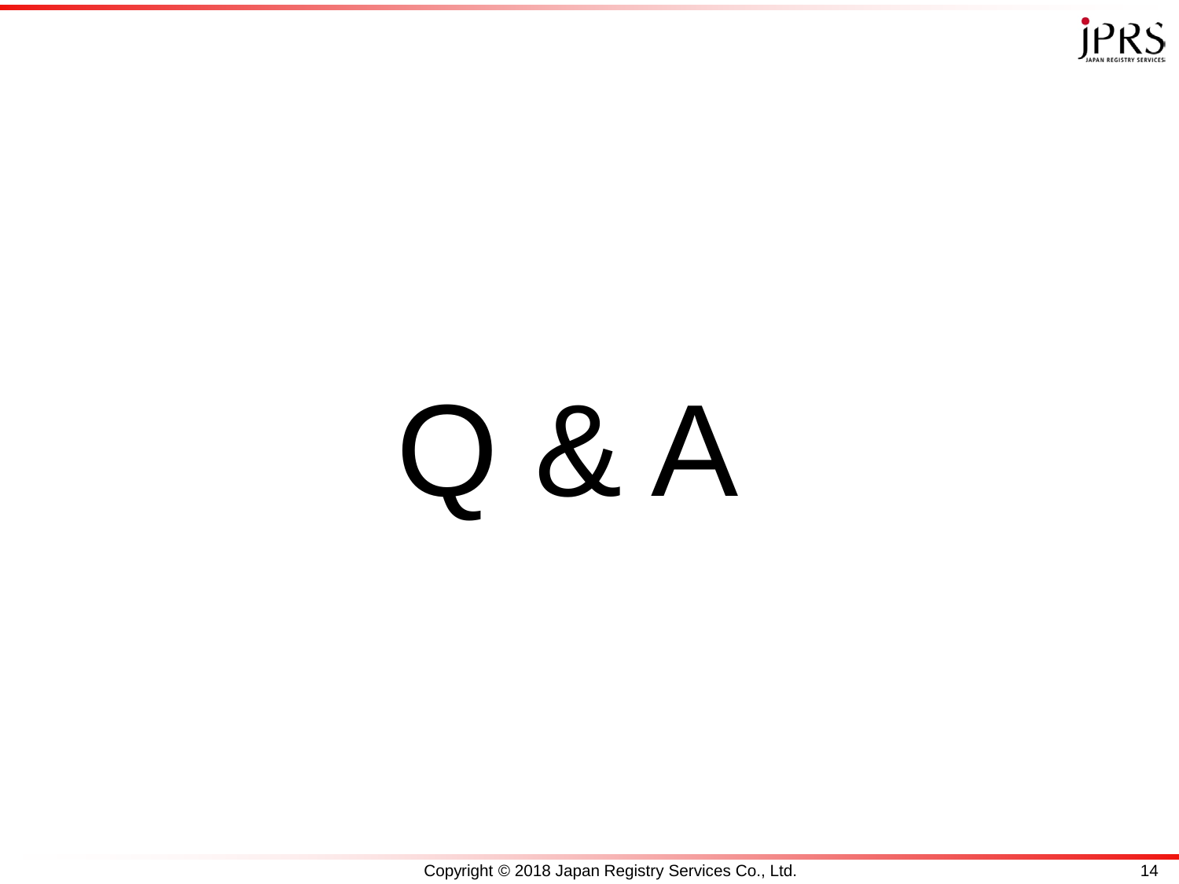# Q & A